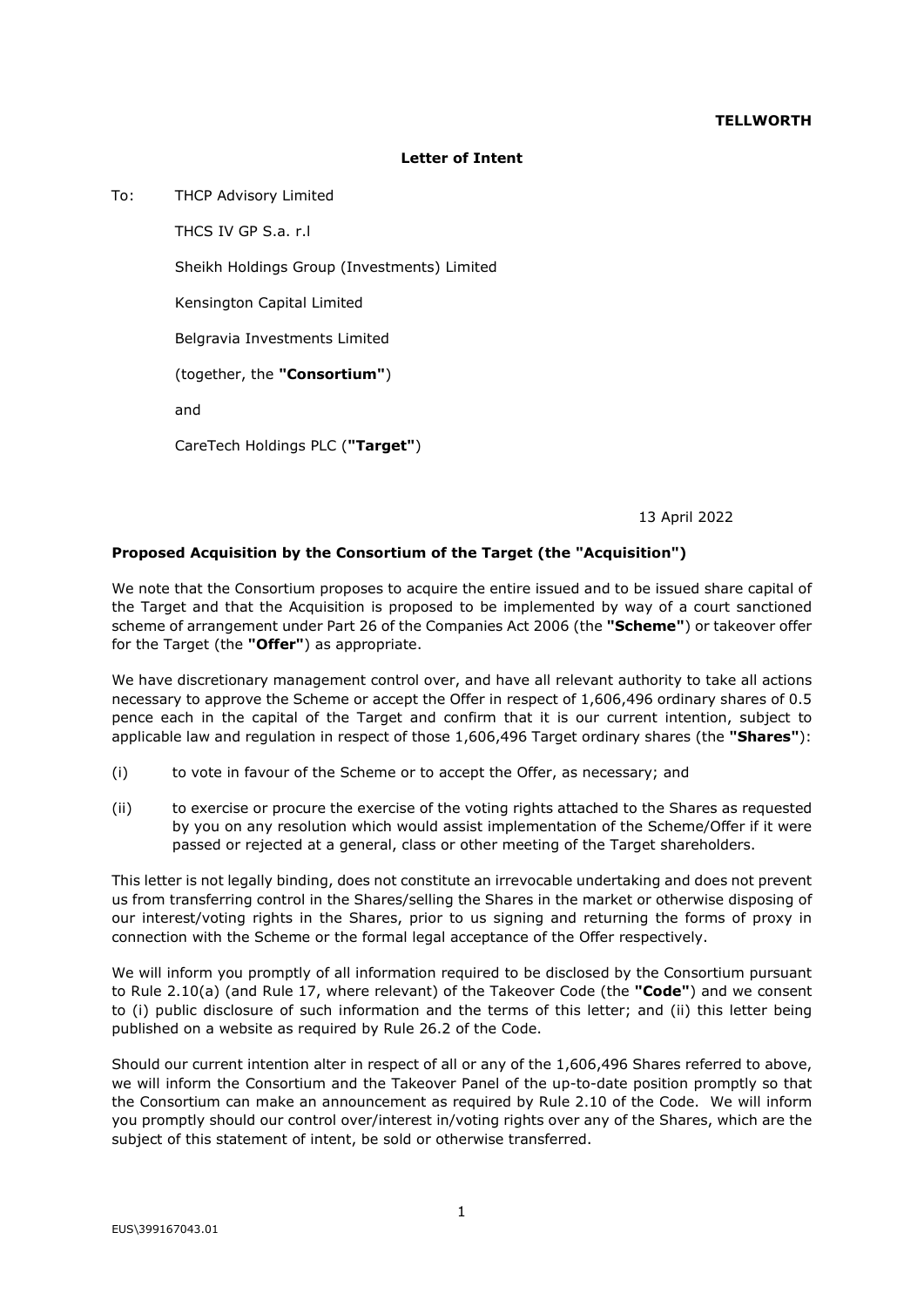**TELLWORTH**

**Letter of Intent**

To: THCP Advisory Limited

THCS IV GP S.a. r.l

Sheikh Holdings Group (Investments) Limited

Kensington Capital Limited

Belgravia Investments Limited

(together, the **"Consortium"**)

and

CareTech Holdings PLC (**"Target"**)

13 April 2022

**Proposed Acquisition by the Consortium of the Target (the "Acquisition")**

We note that the Consortium proposes to acquire the entire issued and to be issued share capital of the Target and that the Acquisition is proposed to be implemented by way of a court sanctioned scheme of arrangement under Part 26 of the Companies Act 2006 (the **"Scheme"**) or takeover offer for the Target (the **"Offer"**) as appropriate.

We have discretionary management control over, and have all relevant authority to take all actions necessary to approve the Scheme or accept the Offer in respect of 1,606,496 ordinary shares of 0.5 pence each in the capital of the Target and confirm that it is our current intention, subject to applicable law and regulation in respect of those 1,606,496 Target ordinary shares (the **"Shares"**):

(i) to vote in favour of the Scheme or to accept the Offer, as necessary; and

(ii) to exercise or procure the exercise of the voting rights attached to the Shares as requested by you on any resolution which would assist implementation of the Scheme/Offer if it were passed or rejected at a general, class or other meeting of the Target shareholders.

This letter is not legally binding, does not constitute an irrevocable undertaking and does not prevent us from transferring control in the Shares/selling the Shares in the market or otherwise disposing of our interest/voting rights in the Shares, prior to us signing and returning the forms of proxy in connection with the Scheme or the formal legal acceptance of the Offer respectively.

We will inform you promptly of all information required to be disclosed by the Consortium pursuant to Rule 2.10(a) (and Rule 17, where relevant) of the Takeover Code (the **"Code"**) and we consent to (i) public disclosure of such information and the terms of this letter; and (ii) this letter being published on a website as required by Rule 26.2 of the Code.

Should our current intention alter in respect of all or any of the 1,606,496 Shares referred to above, we will inform the Consortium and the Takeover Panel of the up-to-date position promptly so that the Consortium can make an announcement as required by Rule 2.10 of the Code. We will inform you promptly should our control over/interest in/voting rights over any of the Shares, which are the subject of this statement of intent, be sold or otherwise transferred.

EUS\399167043.01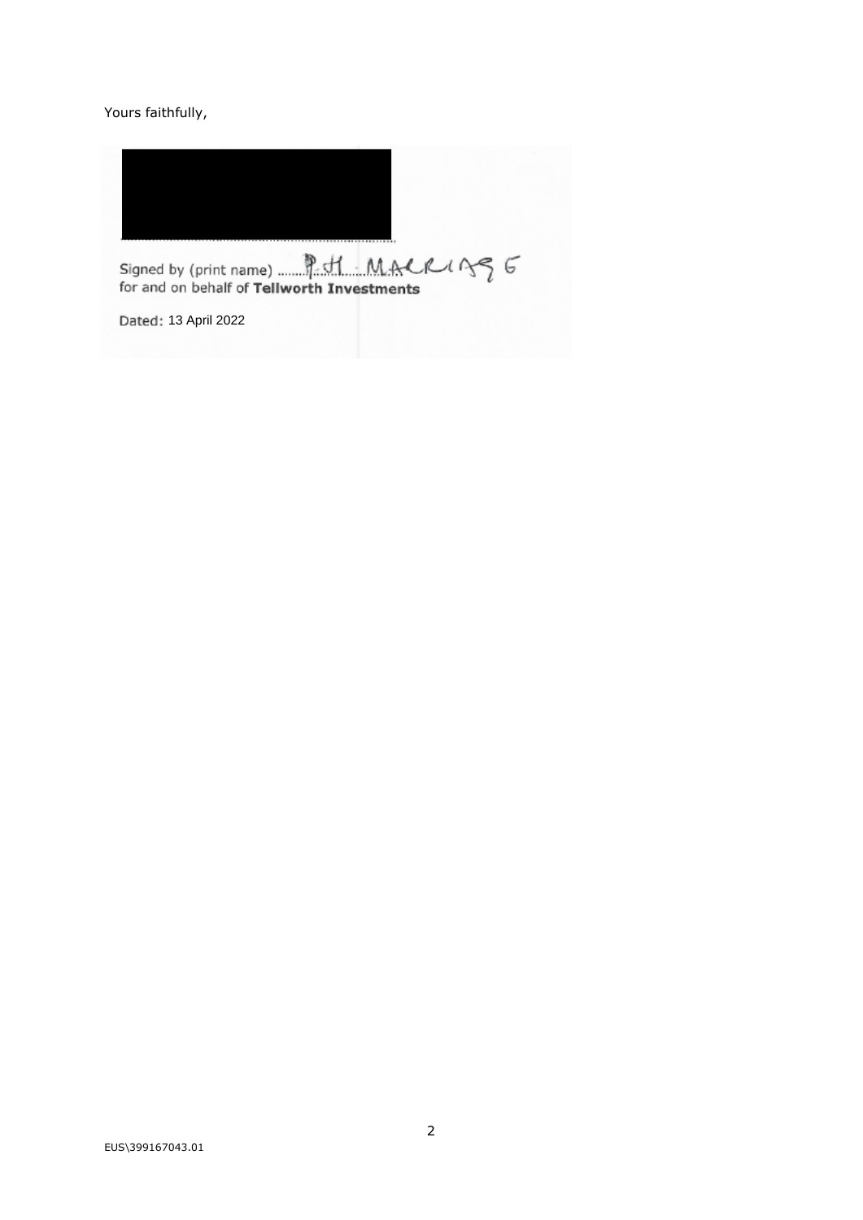Yours faithfully,

Signed by (print name) P.H. MARRIAGE
for and on behalf of **Tellworth Investments**

Dated: 13 April 2022

EUS\399167043.01